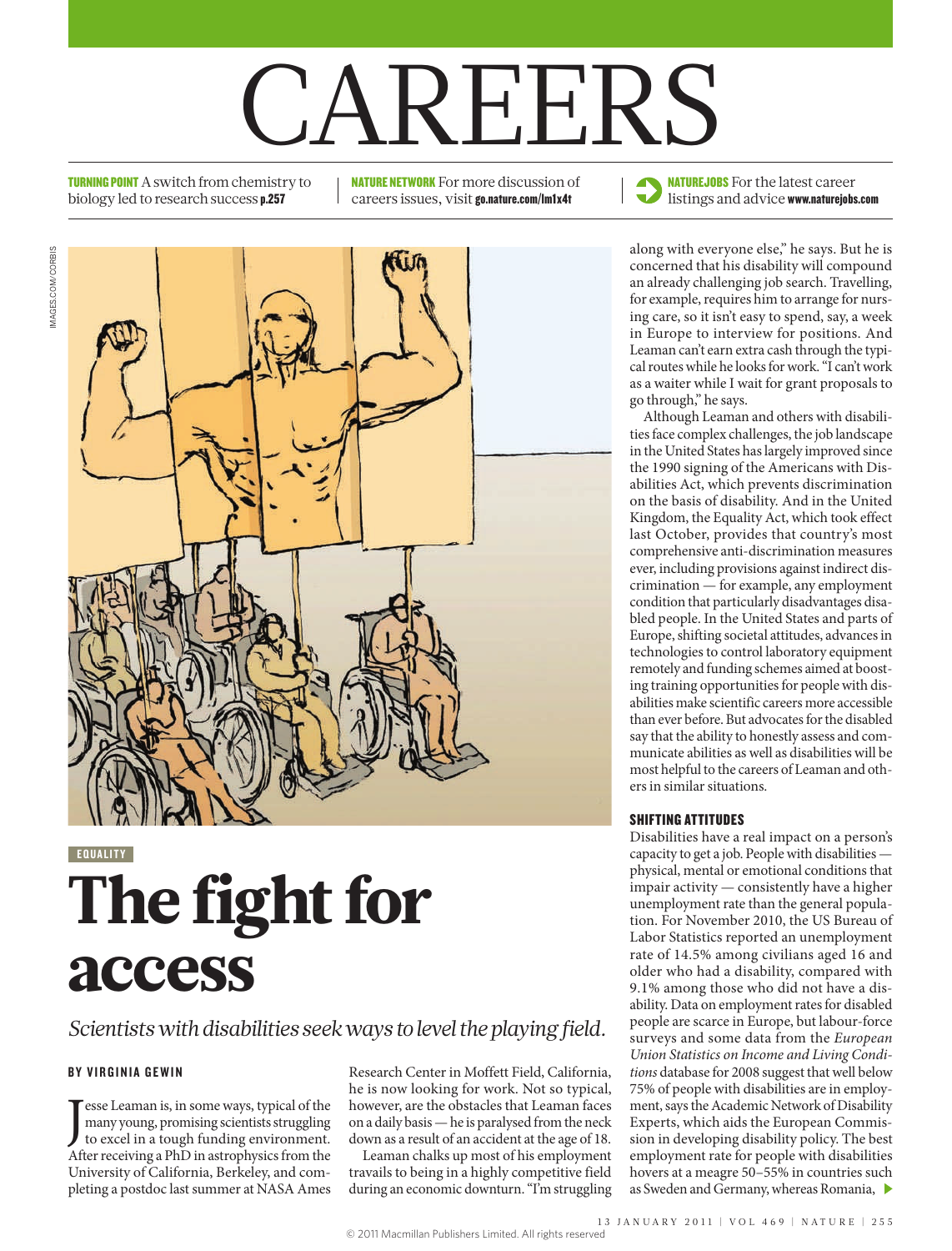# CAREERS

**TURNING POINT** A switch from chemistry to biology led to research success **p.257**

**NATURE NETWORK** For more discussion of careers issues, visit **go.nature.com/lm1x4t**

**NATUREJOBS** For the latest career listings and advice **www.naturejobs.com**

IMAGES.COM/CORBIS

EQUALITY

# The fight for access

*Scientists with disabilities seek ways to level the playing field.*

**BY VIRGINIA GEWIN**

Jesse Leaman is, in some ways, typical of the many young, promising scientists struggling to excel in a tough funding environment. After receiving a PhD in astrophysics from the University of California, Berkeley, and completing a postdoc last summer at NASA Ames Research Center in Moffett Field, California, he is now looking for work. Not so typical, however, are the obstacles that Leaman faces on a daily basis — he is paralysed from the neck down as a result of an accident at the age of 18.

Leaman chalks up most of his employment travails to being in a highly competitive field during an economic downturn. "I'm struggling along with everyone else," he says. But he is concerned that his disability will compound an already challenging job search. Travelling, for example, requires him to arrange for nursing care, so it isn't easy to spend, say, a week in Europe to interview for positions. And Leaman can't earn extra cash through the typical routes while he looks for work. "I can't work as a waiter while I wait for grant proposals to go through," he says.

Although Leaman and others with disabilities face complex challenges, the job landscape in the United States has largely improved since the 1990 signing of the Americans with Disabilities Act, which prevents discrimination on the basis of disability. And in the United Kingdom, the Equality Act, which took effect last October, provides that country's most comprehensive anti-discrimination measures ever, including provisions against indirect discrimination — for example, any employment condition that particularly disadvantages disabled people. In the United States and parts of Europe, shifting societal attitudes, advances in technologies to control laboratory equipment remotely and funding schemes aimed at boosting training opportunities for people with disabilities make scientific careers more accessible than ever before. But advocates for the disabled say that the ability to honestly assess and communicate abilities as well as disabilities will be most helpful to the careers of Leaman and others in similar situations.

### SHIFTING ATTITUDES

Disabilities have a real impact on a person's capacity to get a job. People with disabilities — physical, mental or emotional conditions that impair activity — consistently have a higher unemployment rate than the general population. For November 2010, the US Bureau of Labor Statistics reported an unemployment rate of 14.5% among civilians aged 16 and older who had a disability, compared with 9.1% among those who did not have a disability. Data on employment rates for disabled people are scarce in Europe, but labour-force surveys and some data from the *European Union Statistics on Income and Living Conditions* database for 2008 suggest that well below 75% of people with disabilities are in employment, says the Academic Network of Disability Experts, which aids the European Commission in developing disability policy. The best employment rate for people with disabilities hovers at a meagre 50–55% in countries such as Sweden and Germany, whereas Romania,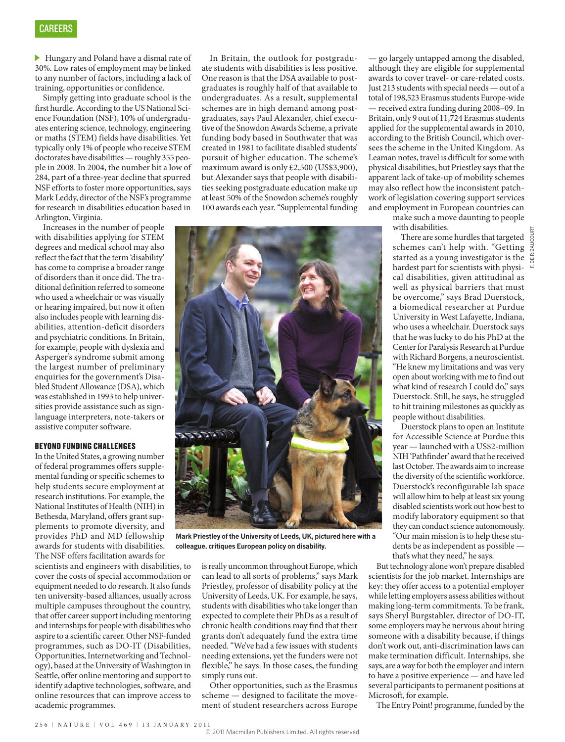Hungary and Poland have a dismal rate of 30%. Low rates of employment may be linked to any number of factors, including a lack of training, opportunities or confidence.

Simply getting into graduate school is the first hurdle. According to the US National Science Foundation (NSF), 10% of undergraduates entering science, technology, engineering or maths (STEM) fields have disabilities. Yet typically only 1% of people who receive STEM doctorates have disabilities — roughly 355 people in 2008. In 2004, the number hit a low of 284, part of a three-year decline that spurred NSF efforts to foster more opportunities, says Mark Leddy, director of the NSF's programme for research in disabilities education based in Arlington, Virginia.

Increases in the number of people with disabilities applying for STEM degrees and medical school may also reflect the fact that the term 'disability' has come to comprise a broader range of disorders than it once did. The traditional definition referred to someone who used a wheelchair or was visually or hearing impaired, but now it often also includes people with learning disabilities, attention-deficit disorders and psychiatric conditions. In Britain, for example, people with dyslexia and Asperger's syndrome submit among the largest number of preliminary enquiries for the government's Disabled Student Allowance (DSA), which was established in 1993 to help universities provide assistance such as sign-language interpreters, note-takers or assistive computer software.

## BEYOND FUNDING CHALLENGES

In the United States, a growing number of federal programmes offers supplemental funding or specific schemes to help students secure employment at research institutions. For example, the National Institutes of Health (NIH) in Bethesda, Maryland, offers grant supplements to promote diversity, and provides PhD and MD fellowship awards for students with disabilities. The NSF offers facilitation awards for scientists and engineers with disabilities, to cover the costs of special accommodation or equipment needed to do research. It also funds ten university-based alliances, usually across multiple campuses throughout the country, that offer career support including mentoring and internships for people with disabilities who aspire to a scientific career. Other NSF-funded programmes, such as DO-IT (Disabilities, Opportunities, Internetworking and Technology), based at the University of Washington in Seattle, offer online mentoring and support to identify adaptive technologies, software, and online resources that can improve access to academic programmes.

In Britain, the outlook for postgraduate students with disabilities is less positive. One reason is that the DSA available to postgraduates is roughly half of that available to undergraduates. As a result, supplemental schemes are in high demand among postgraduates, says Paul Alexander, chief executive of the Snowdon Awards Scheme, a private funding body based in Southwater that was created in 1981 to facilitate disabled students' pursuit of higher education. The scheme's maximum award is only £2,500 (US$3,900), but Alexander says that people with disabilities seeking postgraduate education make up at least 50% of the Snowdon scheme's roughly 100 awards each year. "Supplemental funding is really uncommon throughout Europe, which can lead to all sorts of problems," says Mark Priestley, professor of disability policy at the University of Leeds, UK. For example, he says, students with disabilities who take longer than expected to complete their PhDs as a result of chronic health conditions may find that their grants don't adequately fund the extra time needed. "We've had a few issues with students needing extensions, yet the funders were not flexible," he says. In those cases, the funding simply runs out.

Other opportunities, such as the Erasmus scheme — designed to facilitate the movement of student researchers across Europe — go largely untapped among the disabled, although they are eligible for supplemental awards to cover travel- or care-related costs. Just 213 students with special needs — out of a total of 198,523 Erasmus students Europe-wide — received extra funding during 2008–09. In Britain, only 9 out of 11,724 Erasmus students applied for the supplemental awards in 2010, according to the British Council, which oversees the scheme in the United Kingdom. As Leaman notes, travel is difficult for some with physical disabilities, but Priestley says that the apparent lack of take-up of mobility schemes may also reflect how the inconsistent patchwork of legislation covering support services and employment in European countries can make such a move daunting to people with disabilities.

Mark Priestley of the University of Leeds, UK, pictured here with a colleague, critiques European policy on disability.

There are some hurdles that targeted schemes can't help with. "Getting started as a young investigator is the hardest part for scientists with physical disabilities, given attitudinal as well as physical barriers that must be overcome," says Brad Duerstock, a biomedical researcher at Purdue University in West Lafayette, Indiana, who uses a wheelchair. Duerstock says that he was lucky to do his PhD at the Center for Paralysis Research at Purdue with Richard Borgens, a neuroscientist. "He knew my limitations and was very open about working with me to find out what kind of research I could do," says Duerstock. Still, he says, he struggled to hit training milestones as quickly as people without disabilities.

Duerstock plans to open an Institute for Accessible Science at Purdue this year — launched with a US$2-million NIH 'Pathfinder' award that he received last October. The awards aim to increase the diversity of the scientific workforce. Duerstock's reconfigurable lab space will allow him to help at least six young disabled scientists work out how best to modify laboratory equipment so that they can conduct science autonomously. "Our main mission is to help these students be as independent as possible — that's what they need," he says.

But technology alone won't prepare disabled scientists for the job market. Internships are key: they offer access to a potential employer while letting employers assess abilities without making long-term commitments. To be frank, says Sheryl Burgstahler, director of DO-IT, some employers may be nervous about hiring someone with a disability because, if things don't work out, anti-discrimination laws can make termination difficult. Internships, she says, are a way for both the employer and intern to have a positive experience — and have led several participants to permanent positions at Microsoft, for example.

The Entry Point! programme, funded by the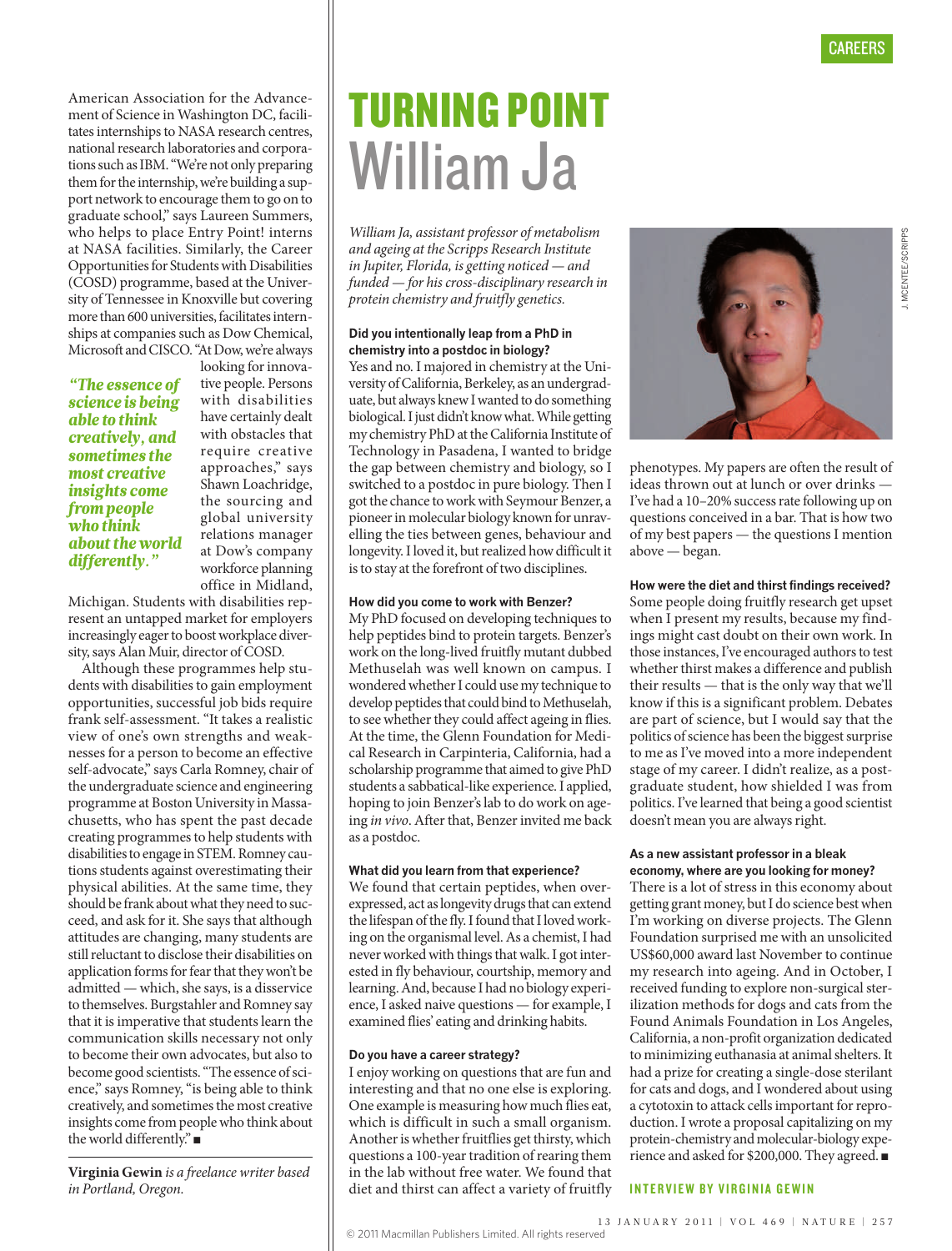American Association for the Advancement of Science in Washington DC, facilitates internships to NASA research centres, national research laboratories and corporations such as IBM. "We're not only preparing them for the internship, we're building a support network to encourage them to go on to graduate school," says Laureen Summers, who helps to place Entry Point! interns at NASA facilities. Similarly, the Career Opportunities for Students with Disabilities (COSD) programme, based at the University of Tennessee in Knoxville but covering more than 600 universities, facilitates internships at companies such as Dow Chemical, Microsoft and CISCO. "At Dow, we're always looking for innovative people. Persons with disabilities have certainly dealt with obstacles that require creative approaches," says Shawn Loachridge, the sourcing and global university relations manager at Dow's company workforce planning office in Midland, Michigan. Students with disabilities represent an untapped market for employers increasingly eager to boost workplace diversity, says Alan Muir, director of COSD.

*"The essence of science is being able to think creatively, and sometimes the most creative insights come from people who think about the world differently."*

Although these programmes help students with disabilities to gain employment opportunities, successful job bids require frank self-assessment. "It takes a realistic view of one's own strengths and weaknesses for a person to become an effective self-advocate," says Carla Romney, chair of the undergraduate science and engineering programme at Boston University in Massachusetts, who has spent the past decade creating programmes to help students with disabilities to engage in STEM. Romney cautions students against overestimating their physical abilities. At the same time, they should be frank about what they need to succeed, and ask for it. She says that although attitudes are changing, many students are still reluctant to disclose their disabilities on application forms for fear that they won't be admitted — which, she says, is a disservice to themselves. Burgstahler and Romney say that it is imperative that students learn the communication skills necessary not only to become their own advocates, but also to become good scientists. "The essence of science," says Romney, "is being able to think creatively, and sometimes the most creative insights come from people who think about the world differently." ■

**Virginia Gewin** *is a freelance writer based in Portland, Oregon.*

CAREERS

# TURNING POINT William Ja

*William Ja, assistant professor of metabolism and ageing at the Scripps Research Institute in Jupiter, Florida, is getting noticed — and funded — for his cross-disciplinary research in protein chemistry and fruitfly genetics.*

**Did you intentionally leap from a PhD in chemistry into a postdoc in biology?**

Yes and no. I majored in chemistry at the University of California, Berkeley, as an undergraduate, but always knew I wanted to do something biological. I just didn't know what. While getting my chemistry PhD at the California Institute of Technology in Pasadena, I wanted to bridge the gap between chemistry and biology, so I switched to a postdoc in pure biology. Then I got the chance to work with Seymour Benzer, a pioneer in molecular biology known for unravelling the ties between genes, behaviour and longevity. I loved it, but realized how difficult it is to stay at the forefront of two disciplines.

**How did you come to work with Benzer?**

My PhD focused on developing techniques to help peptides bind to protein targets. Benzer's work on the long-lived fruitfly mutant dubbed Methuselah was well known on campus. I wondered whether I could use my technique to develop peptides that could bind to Methuselah, to see whether they could affect ageing in flies. At the time, the Glenn Foundation for Medical Research in Carpinteria, California, had a scholarship programme that aimed to give PhD students a sabbatical-like experience. I applied, hoping to join Benzer's lab to do work on ageing *in vivo*. After that, Benzer invited me back as a postdoc.

**What did you learn from that experience?**

We found that certain peptides, when overexpressed, act as longevity drugs that can extend the lifespan of the fly. I found that I loved working on the organismal level. As a chemist, I had never worked with things that walk. I got interested in fly behaviour, courtship, memory and learning. And, because I had no biology experience, I asked naive questions — for example, I examined flies' eating and drinking habits.

**Do you have a career strategy?**

I enjoy working on questions that are fun and interesting and that no one else is exploring. One example is measuring how much flies eat, which is difficult in such a small organism. Another is whether fruitflies get thirsty, which questions a 100-year tradition of rearing them in the lab without free water. We found that diet and thirst can affect a variety of fruitfly phenotypes. My papers are often the result of ideas thrown out at lunch or over drinks — I've had a 10–20% success rate following up on questions conceived in a bar. That is how two of my best papers — the questions I mention above — began.

**How were the diet and thirst findings received?**

Some people doing fruitfly research get upset when I present my results, because my findings might cast doubt on their own work. In those instances, I've encouraged authors to test whether thirst makes a difference and publish their results — that is the only way that we'll know if this is a significant problem. Debates are part of science, but I would say that the politics of science has been the biggest surprise to me as I've moved into a more independent stage of my career. I didn't realize, as a postgraduate student, how shielded I was from politics. I've learned that being a good scientist doesn't mean you are always right.

**As a new assistant professor in a bleak economy, where are you looking for money?**

There is a lot of stress in this economy about getting grant money, but I do science best when I'm working on diverse projects. The Glenn Foundation surprised me with an unsolicited US$60,000 award last November to continue my research into ageing. And in October, I received funding to explore non-surgical sterilization methods for dogs and cats from the Found Animals Foundation in Los Angeles, California, a non-profit organization dedicated to minimizing euthanasia at animal shelters. It had a prize for creating a single-dose sterilant for cats and dogs, and I wondered about using a cytotoxin to attack cells important for reproduction. I wrote a proposal capitalizing on my protein-chemistry and molecular-biology experience and asked for $200,000. They agreed. ■

**INTERVIEW BY VIRGINIA GEWIN**